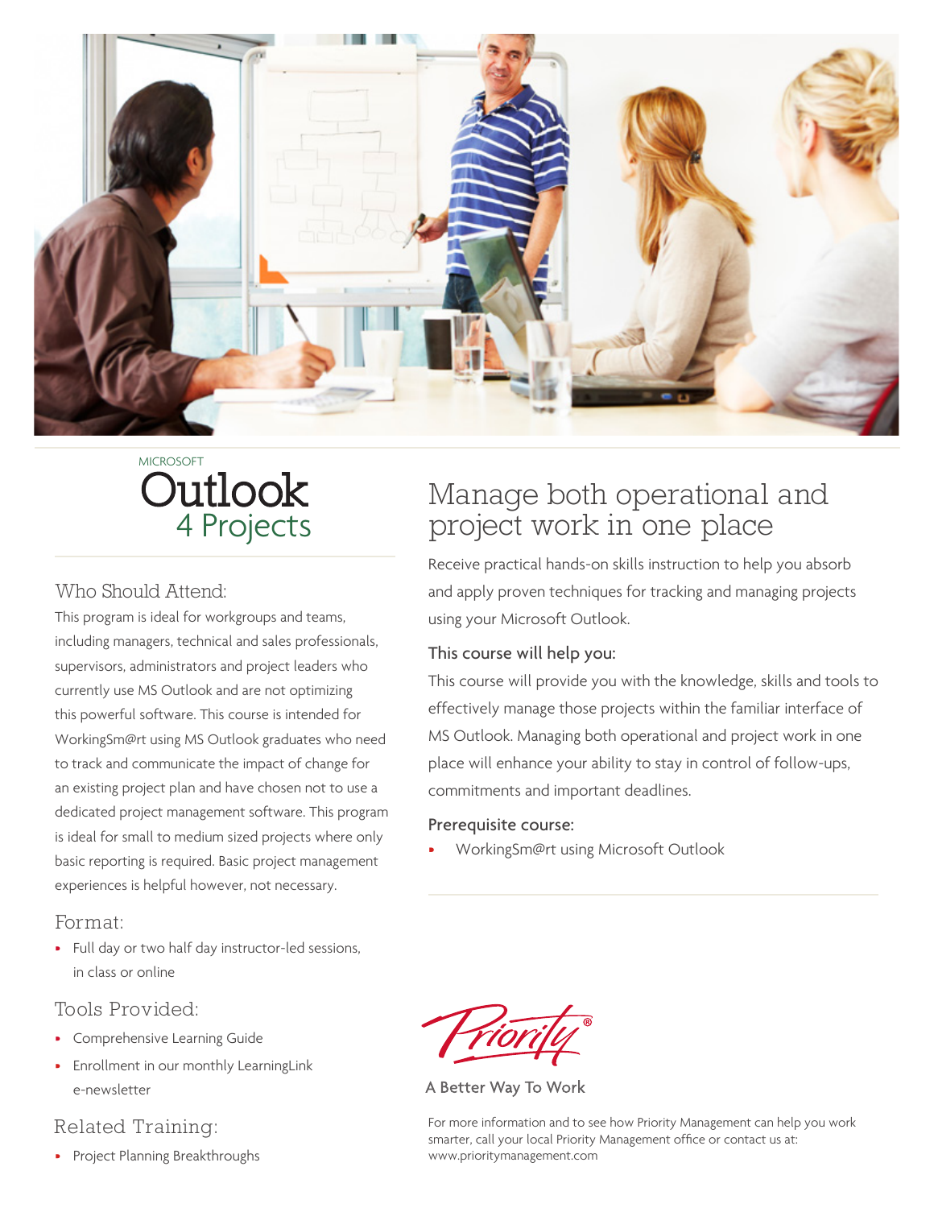MICROSOFT

# Outlook 4 Projects

## Who Should Attend:

This program is ideal for workgroups and teams, including managers, technical and sales professionals, supervisors, administrators and project leaders who currently use MS Outlook and are not optimizing this powerful software. This course is intended for WorkingSm@rt using MS Outlook graduates who need to track and communicate the impact of change for an existing project plan and have chosen not to use a dedicated project management software. This program is ideal for small to medium sized projects where only basic reporting is required. Basic project management experiences is helpful however, not necessary.

## Format:

- Full day or two half day instructor-led sessions, in class or online

## Tools Provided:

- Comprehensive Learning Guide
- Enrollment in our monthly LearningLink e-newsletter

## Related Training:

- Project Planning Breakthroughs

# Manage both operational and project work in one place

Receive practical hands-on skills instruction to help you absorb and apply proven techniques for tracking and managing projects using your Microsoft Outlook.

### This course will help you:

This course will provide you with the knowledge, skills and tools to effectively manage those projects within the familiar interface of MS Outlook. Managing both operational and project work in one place will enhance your ability to stay in control of follow-ups, commitments and important deadlines.

### Prerequisite course:

- WorkingSm@rt using Microsoft Outlook

Priority®

A Better Way To Work

For more information and to see how Priority Management can help you work smarter, call your local Priority Management office or contact us at: www.prioritymanagement.com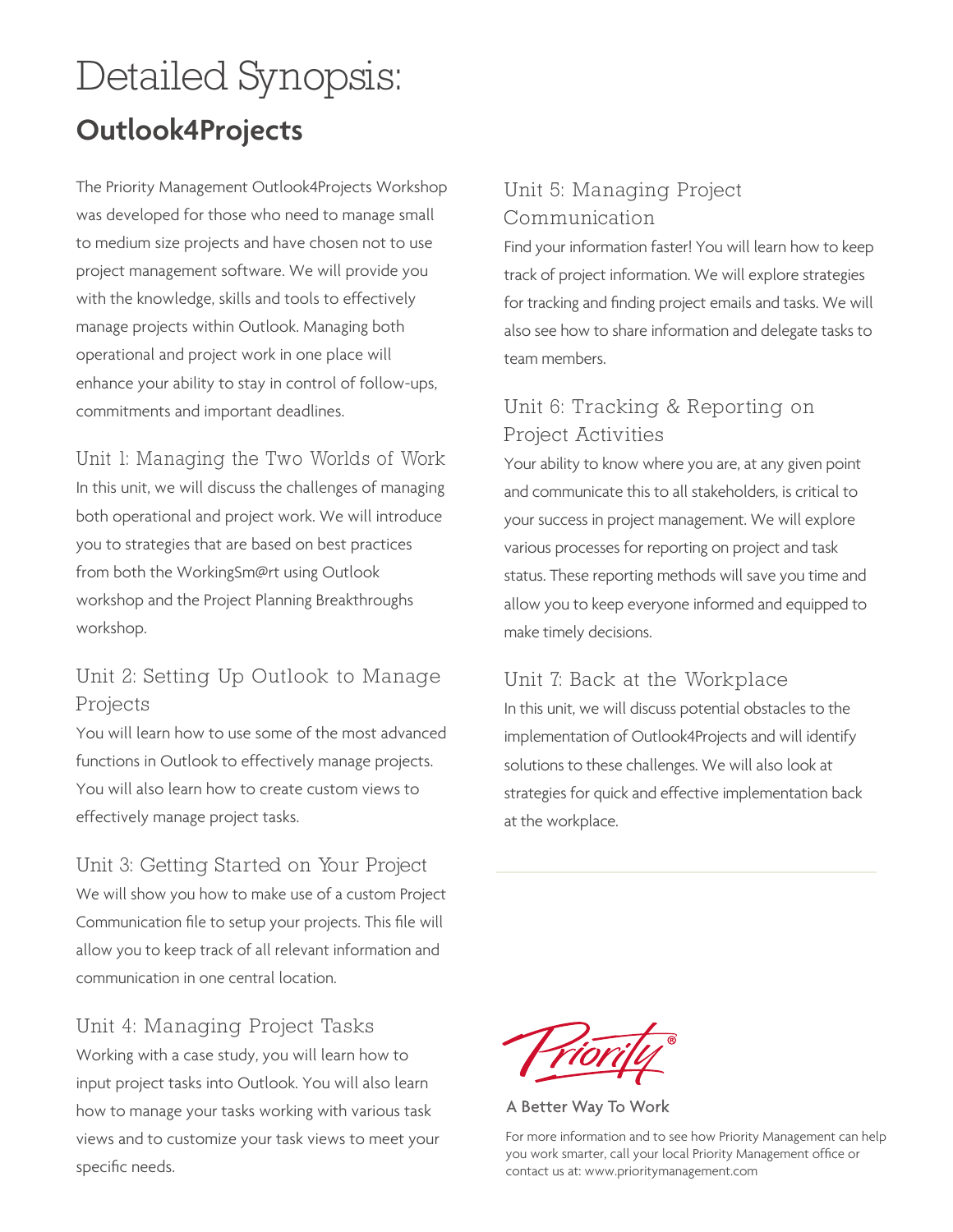# Detailed Synopsis:

## Outlook4Projects

The Priority Management Outlook4Projects Workshop was developed for those who need to manage small to medium size projects and have chosen not to use project management software. We will provide you with the knowledge, skills and tools to effectively manage projects within Outlook. Managing both operational and project work in one place will enhance your ability to stay in control of follow-ups, commitments and important deadlines.

### Unit 1: Managing the Two Worlds of Work

In this unit, we will discuss the challenges of managing both operational and project work. We will introduce you to strategies that are based on best practices from both the WorkingSm@rt using Outlook workshop and the Project Planning Breakthroughs workshop.

### Unit 2: Setting Up Outlook to Manage Projects

You will learn how to use some of the most advanced functions in Outlook to effectively manage projects. You will also learn how to create custom views to effectively manage project tasks.

### Unit 3: Getting Started on Your Project

We will show you how to make use of a custom Project Communication file to setup your projects. This file will allow you to keep track of all relevant information and communication in one central location.

### Unit 4: Managing Project Tasks

Working with a case study, you will learn how to input project tasks into Outlook. You will also learn how to manage your tasks working with various task views and to customize your task views to meet your specific needs.

### Unit 5: Managing Project Communication

Find your information faster! You will learn how to keep track of project information. We will explore strategies for tracking and finding project emails and tasks. We will also see how to share information and delegate tasks to team members.

### Unit 6: Tracking & Reporting on Project Activities

Your ability to know where you are, at any given point and communicate this to all stakeholders, is critical to your success in project management. We will explore various processes for reporting on project and task status. These reporting methods will save you time and allow you to keep everyone informed and equipped to make timely decisions.

### Unit 7: Back at the Workplace

In this unit, we will discuss potential obstacles to the implementation of Outlook4Projects and will identify solutions to these challenges. We will also look at strategies for quick and effective implementation back at the workplace.

Priority®

A Better Way To Work

For more information and to see how Priority Management can help you work smarter, call your local Priority Management office or contact us at: www.prioritymanagement.com